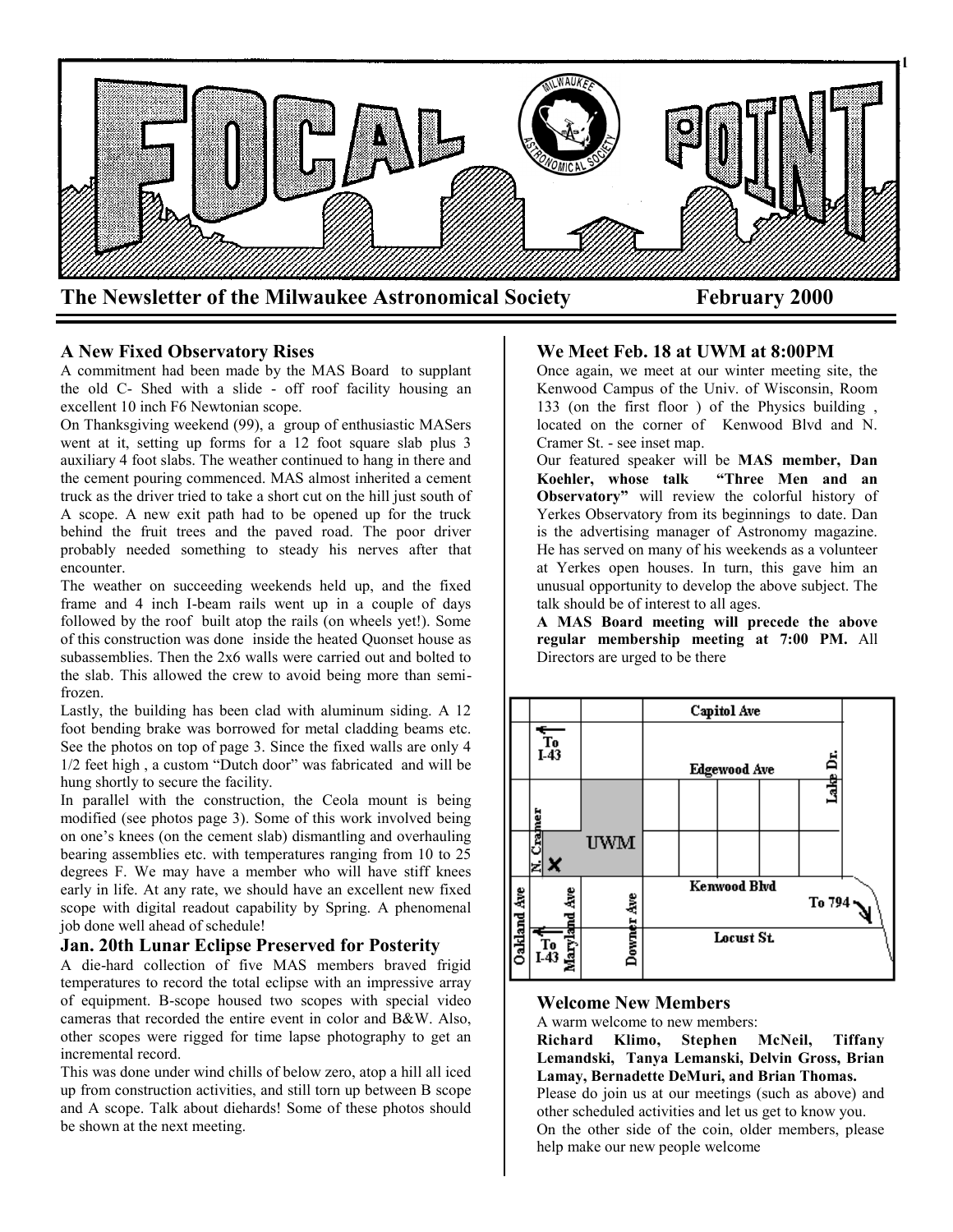# FOCAL POINT

**The Newsletter of the Milwaukee Astronomical Society February 2000**

## A New Fixed Observatory Rises

A commitment had been made by the MAS Board to supplant the old C- Shed with a slide - off roof facility housing an excellent 10 inch F6 Newtonian scope.

On Thanksgiving weekend (99), a group of enthusiastic MASers went at it, setting up forms for a 12 foot square slab plus 3 auxiliary 4 foot slabs. The weather continued to hang in there and the cement pouring commenced. MAS almost inherited a cement truck as the driver tried to take a short cut on the hill just south of A scope. A new exit path had to be opened up for the truck behind the fruit trees and the paved road. The poor driver probably needed something to steady his nerves after that encounter.

The weather on succeeding weekends held up, and the fixed frame and 4 inch I-beam rails went up in a couple of days followed by the roof built atop the rails (on wheels yet!). Some of this construction was done inside the heated Quonset house as subassemblies. Then the 2x6 walls were carried out and bolted to the slab. This allowed the crew to avoid being more than semi-frozen.

Lastly, the building has been clad with aluminum siding. A 12 foot bending brake was borrowed for metal cladding beams etc. See the photos on top of page 3. Since the fixed walls are only 4 1/2 feet high , a custom "Dutch door" was fabricated and will be hung shortly to secure the facility.

In parallel with the construction, the Ceola mount is being modified (see photos page 3). Some of this work involved being on one's knees (on the cement slab) dismantling and overhauling bearing assemblies etc. with temperatures ranging from 10 to 25 degrees F. We may have a member who will have stiff knees early in life. At any rate, we should have an excellent new fixed scope with digital readout capability by Spring. A phenomenal job done well ahead of schedule!

## Jan. 20th Lunar Eclipse Preserved for Posterity

A die-hard collection of five MAS members braved frigid temperatures to record the total eclipse with an impressive array of equipment. B-scope housed two scopes with special video cameras that recorded the entire event in color and B&W. Also, other scopes were rigged for time lapse photography to get an incremental record.

This was done under wind chills of below zero, atop a hill all iced up from construction activities, and still torn up between B scope and A scope. Talk about diehards! Some of these photos should be shown at the next meeting.

## We Meet Feb. 18 at UWM at 8:00PM

Once again, we meet at our winter meeting site, the Kenwood Campus of the Univ. of Wisconsin, Room 133 (on the first floor ) of the Physics building , located on the corner of Kenwood Blvd and N. Cramer St. - see inset map.

Our featured speaker will be **MAS member, Dan Koehler, whose talk "Three Men and an Observatory"** will review the colorful history of Yerkes Observatory from its beginnings to date. Dan is the advertising manager of Astronomy magazine. He has served on many of his weekends as a volunteer at Yerkes open houses. In turn, this gave him an unusual opportunity to develop the above subject. The talk should be of interest to all ages.

**A MAS Board meeting will precede the above regular membership meeting at 7:00 PM.** All Directors are urged to be there

Capitol Ave · Edgewood Ave · Lake Dr. · To I-43 · N. Cramer · UWM · Kenwood Blvd · To 794 · Oakland Ave · Maryland Ave · Downer Ave · Locust St. · To I-43

## Welcome New Members

A warm welcome to new members:

**Richard Klimo, Stephen McNeil, Tiffany Lemandski, Tanya Lemanski, Delvin Gross, Brian Lamay, Bernadette DeMuri, and Brian Thomas.**

Please do join us at our meetings (such as above) and other scheduled activities and let us get to know you.

On the other side of the coin, older members, please help make our new people welcome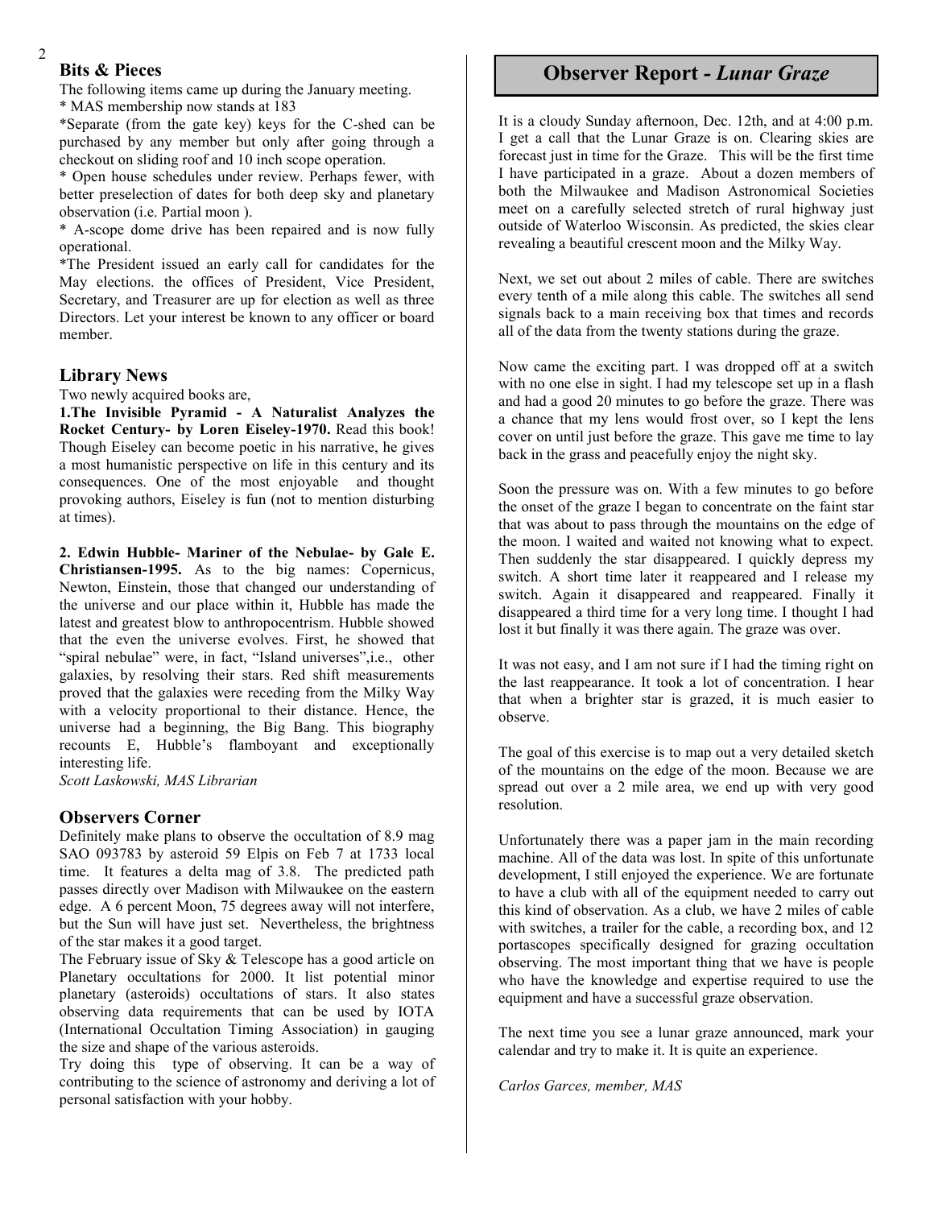## Bits & Pieces

The following items came up during the January meeting.

* MAS membership now stands at 183

*Separate (from the gate key) keys for the C-shed can be purchased by any member but only after going through a checkout on sliding roof and 10 inch scope operation.

* Open house schedules under review. Perhaps fewer, with better preselection of dates for both deep sky and planetary observation (i.e. Partial moon ).

* A-scope dome drive has been repaired and is now fully operational.

*The President issued an early call for candidates for the May elections. the offices of President, Vice President, Secretary, and Treasurer are up for election as well as three Directors. Let your interest be known to any officer or board member.

## Library News

Two newly acquired books are,

**1.The Invisible Pyramid - A Naturalist Analyzes the Rocket Century- by Loren Eiseley-1970.** Read this book! Though Eiseley can become poetic in his narrative, he gives a most humanistic perspective on life in this century and its consequences. One of the most enjoyable and thought provoking authors, Eiseley is fun (not to mention disturbing at times).

**2. Edwin Hubble- Mariner of the Nebulae- by Gale E. Christiansen-1995.** As to the big names: Copernicus, Newton, Einstein, those that changed our understanding of the universe and our place within it, Hubble has made the latest and greatest blow to anthropocentrism. Hubble showed that the even the universe evolves. First, he showed that "spiral nebulae" were, in fact, "Island universes",i.e., other galaxies, by resolving their stars. Red shift measurements proved that the galaxies were receding from the Milky Way with a velocity proportional to their distance. Hence, the universe had a beginning, the Big Bang. This biography recounts E, Hubble's flamboyant and exceptionally interesting life.

*Scott Laskowski, MAS Librarian*

## Observers Corner

Definitely make plans to observe the occultation of 8.9 mag SAO 093783 by asteroid 59 Elpis on Feb 7 at 1733 local time. It features a delta mag of 3.8. The predicted path passes directly over Madison with Milwaukee on the eastern edge. A 6 percent Moon, 75 degrees away will not interfere, but the Sun will have just set. Nevertheless, the brightness of the star makes it a good target.

The February issue of Sky & Telescope has a good article on Planetary occultations for 2000. It list potential minor planetary (asteroids) occultations of stars. It also states observing data requirements that can be used by IOTA (International Occultation Timing Association) in gauging the size and shape of the various asteroids.

Try doing this type of observing. It can be a way of contributing to the science of astronomy and deriving a lot of personal satisfaction with your hobby.

## Observer Report - *Lunar Graze*

It is a cloudy Sunday afternoon, Dec. 12th, and at 4:00 p.m. I get a call that the Lunar Graze is on. Clearing skies are forecast just in time for the Graze. This will be the first time I have participated in a graze. About a dozen members of both the Milwaukee and Madison Astronomical Societies meet on a carefully selected stretch of rural highway just outside of Waterloo Wisconsin. As predicted, the skies clear revealing a beautiful crescent moon and the Milky Way.

Next, we set out about 2 miles of cable. There are switches every tenth of a mile along this cable. The switches all send signals back to a main receiving box that times and records all of the data from the twenty stations during the graze.

Now came the exciting part. I was dropped off at a switch with no one else in sight. I had my telescope set up in a flash and had a good 20 minutes to go before the graze. There was a chance that my lens would frost over, so I kept the lens cover on until just before the graze. This gave me time to lay back in the grass and peacefully enjoy the night sky.

Soon the pressure was on. With a few minutes to go before the onset of the graze I began to concentrate on the faint star that was about to pass through the mountains on the edge of the moon. I waited and waited not knowing what to expect. Then suddenly the star disappeared. I quickly depress my switch. A short time later it reappeared and I release my switch. Again it disappeared and reappeared. Finally it disappeared a third time for a very long time. I thought I had lost it but finally it was there again. The graze was over.

It was not easy, and I am not sure if I had the timing right on the last reappearance. It took a lot of concentration. I hear that when a brighter star is grazed, it is much easier to observe.

The goal of this exercise is to map out a very detailed sketch of the mountains on the edge of the moon. Because we are spread out over a 2 mile area, we end up with very good resolution.

Unfortunately there was a paper jam in the main recording machine. All of the data was lost. In spite of this unfortunate development, I still enjoyed the experience. We are fortunate to have a club with all of the equipment needed to carry out this kind of observation. As a club, we have 2 miles of cable with switches, a trailer for the cable, a recording box, and 12 portascopes specifically designed for grazing occultation observing. The most important thing that we have is people who have the knowledge and expertise required to use the equipment and have a successful graze observation.

The next time you see a lunar graze announced, mark your calendar and try to make it. It is quite an experience.

*Carlos Garces, member, MAS*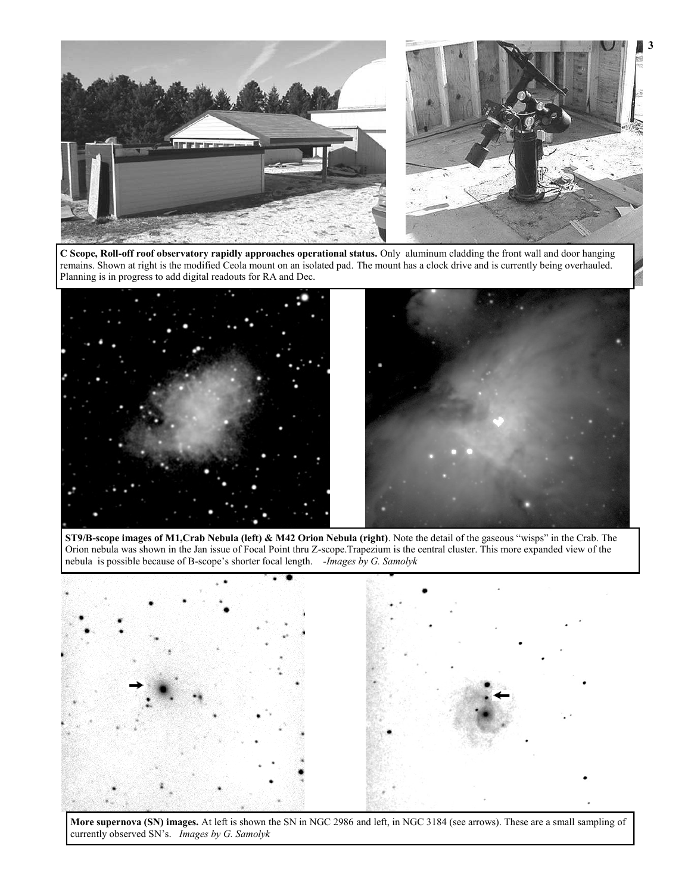**C Scope, Roll-off roof observatory rapidly approaches operational status.** Only aluminum cladding the front wall and door hanging remains. Shown at right is the modified Ceola mount on an isolated pad. The mount has a clock drive and is currently being overhauled. Planning is in progress to add digital readouts for RA and Dec.

**ST9/B-scope images of M1,Crab Nebula (left) & M42 Orion Nebula (right)**. Note the detail of the gaseous "wisps" in the Crab. The Orion nebula was shown in the Jan issue of Focal Point thru Z-scope.Trapezium is the central cluster. This more expanded view of the nebula is possible because of B-scope's shorter focal length. *-Images by G. Samolyk*

**More supernova (SN) images.** At left is shown the SN in NGC 2986 and left, in NGC 3184 (see arrows). These are a small sampling of currently observed SN's. *Images by G. Samolyk*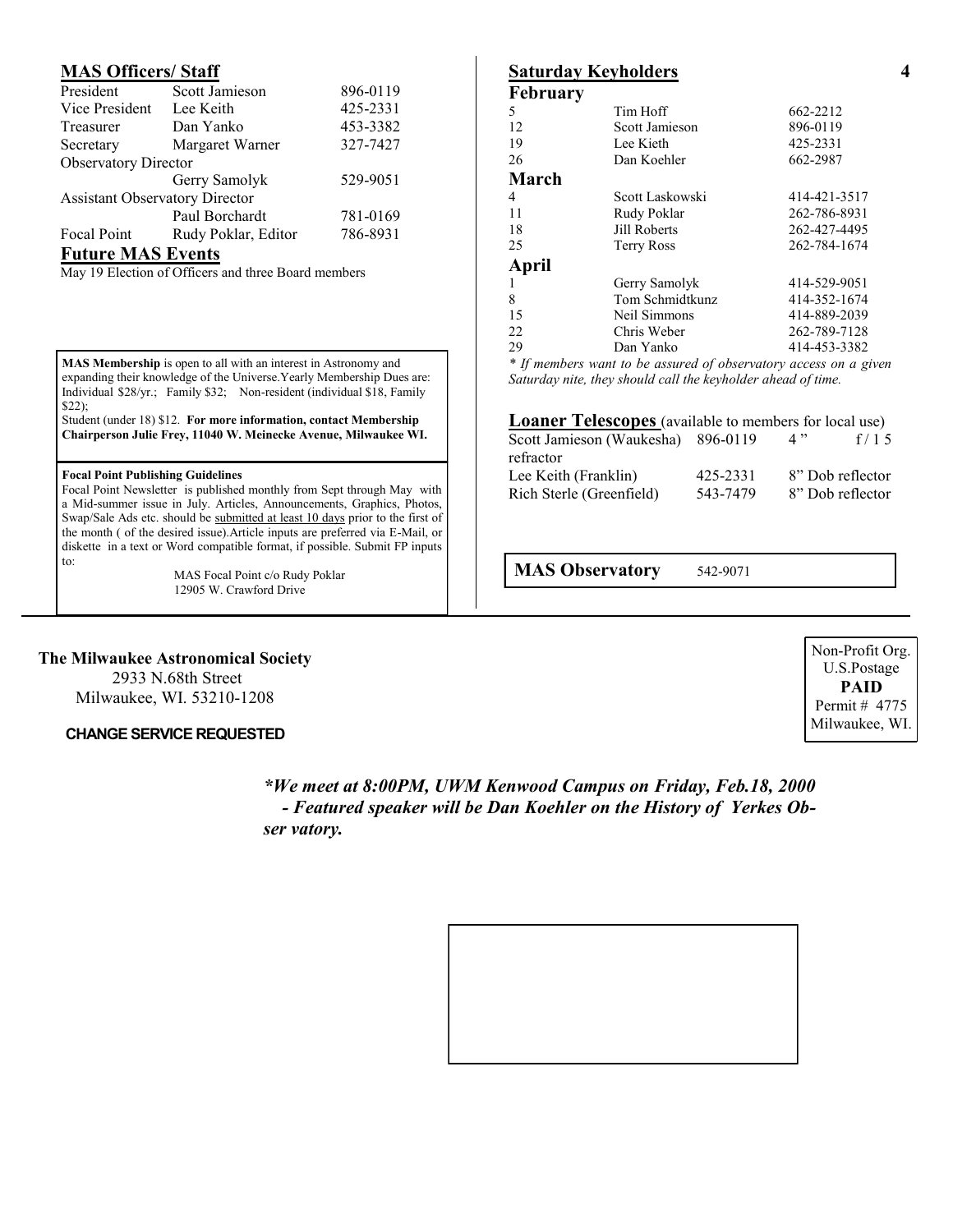## MAS Officers/ Staff

| | | |
|---|---|---|
| President | Scott Jamieson | 896-0119 |
| Vice President | Lee Keith | 425-2331 |
| Treasurer | Dan Yanko | 453-3382 |
| Secretary | Margaret Warner | 327-7427 |
| Observatory Director | | |
| | Gerry Samolyk | 529-9051 |
| Assistant Observatory Director | | |
| | Paul Borchardt | 781-0169 |
| Focal Point | Rudy Poklar, Editor | 786-8931 |

## Future MAS Events

May 19 Election of Officers and three Board members

**MAS Membership** is open to all with an interest in Astronomy and expanding their knowledge of the Universe.Yearly Membership Dues are: Individual $28/yr.; Family $32; Non-resident (individual $18, Family $22);
Student (under 18) $12. **For more information, contact Membership Chairperson Julie Frey, 11040 W. Meinecke Avenue, Milwaukee WI.**

**Focal Point Publishing Guidelines**

Focal Point Newsletter is published monthly from Sept through May with a Mid-summer issue in July. Articles, Announcements, Graphics, Photos, Swap/Sale Ads etc. should be submitted at least 10 days prior to the first of the month ( of the desired issue).Article inputs are preferred via E-Mail, or diskette in a text or Word compatible format, if possible. Submit FP inputs to:

MAS Focal Point c/o Rudy Poklar
12905 W. Crawford Drive

## Saturday Keyholders

| | | |
|---|---|---|
| **February** | | |
| 5 | Tim Hoff | 662-2212 |
| 12 | Scott Jamieson | 896-0119 |
| 19 | Lee Kieth | 425-2331 |
| 26 | Dan Koehler | 662-2987 |
| **March** | | |
| 4 | Scott Laskowski | 414-421-3517 |
| 11 | Rudy Poklar | 262-786-8931 |
| 18 | Jill Roberts | 262-427-4495 |
| 25 | Terry Ross | 262-784-1674 |
| **April** | | |
| 1 | Gerry Samolyk | 414-529-9051 |
| 8 | Tom Schmidtkunz | 414-352-1674 |
| 15 | Neil Simmons | 414-889-2039 |
| 22 | Chris Weber | 262-789-7128 |
| 29 | Dan Yanko | 414-453-3382 |

*\* If members want to be assured of observatory access on a given Saturday nite, they should call the keyholder ahead of time.*

## Loaner Telescopes (available to members for local use)

| | | |
|---|---|---|
| Scott Jamieson (Waukesha) | 896-0119 | 4 " f / 1 5 refractor |
| Lee Keith (Franklin) | 425-2331 | 8" Dob reflector |
| Rich Sterle (Greenfield) | 543-7479 | 8" Dob reflector |

**MAS Observatory** 542-9071

**The Milwaukee Astronomical Society**
2933 N.68th Street
Milwaukee, WI. 53210-1208

**CHANGE SERVICE REQUESTED**

Non-Profit Org.
U.S.Postage
**PAID**
Permit # 4775
Milwaukee, WI.

***We meet at 8:00PM, UWM Kenwood Campus on Friday, Feb.18, 2000 - Featured speaker will be Dan Koehler on the History of Yerkes Observatory.***